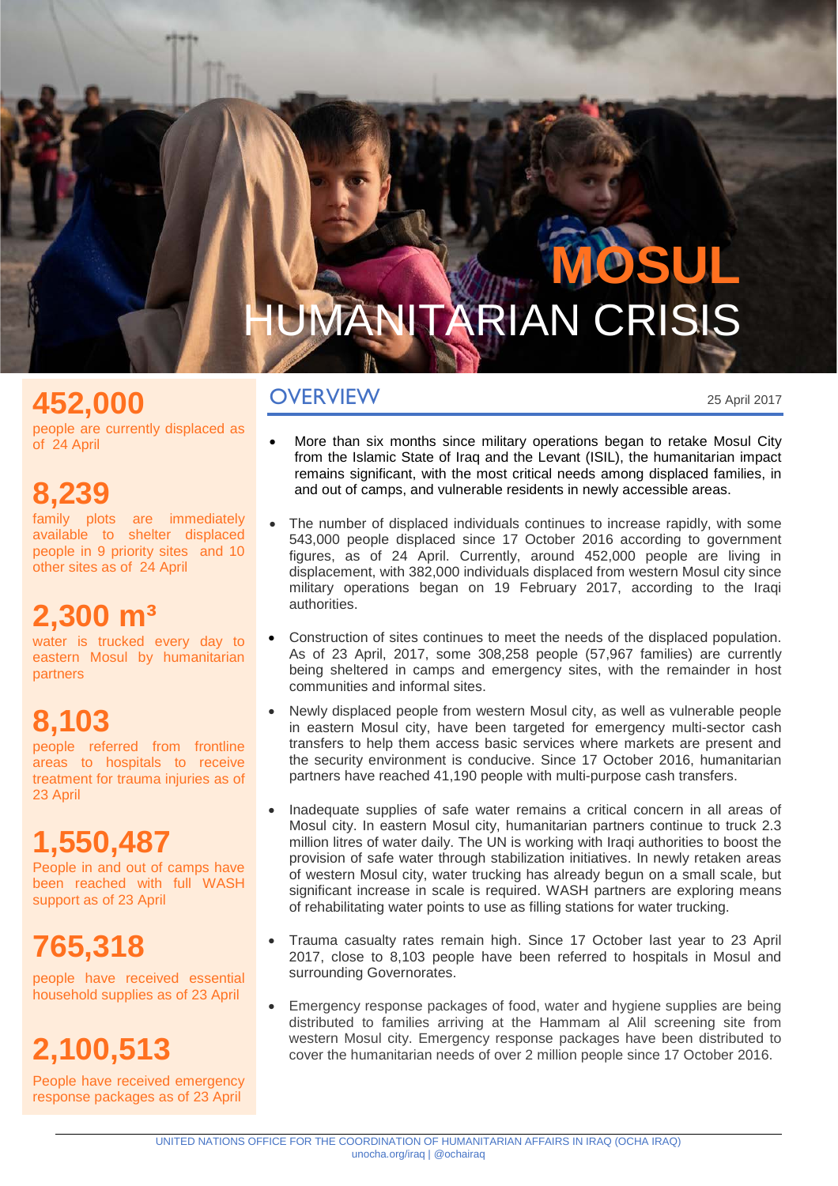# MOSUL HUMANITARIAN CRISIS

**452,000**

people are currently displaced as of 24 April

**8,239**

family plots are immediately available to shelter displaced people in 9 priority sites and 10 other sites as of 24 April

**2,300 m³**

water is trucked every day to eastern Mosul by humanitarian partners

**8,103**

people referred from frontline areas to hospitals to receive treatment for trauma injuries as of 23 April

**1,550,487**

People in and out of camps have been reached with full WASH support as of 23 April

**765,318**

people have received essential household supplies as of 23 April

**2,100,513**

People have received emergency response packages as of 23 April

## OVERVIEW

25 April 2017

- More than six months since military operations began to retake Mosul City from the Islamic State of Iraq and the Levant (ISIL), the humanitarian impact remains significant, with the most critical needs among displaced families, in and out of camps, and vulnerable residents in newly accessible areas.
- The number of displaced individuals continues to increase rapidly, with some 543,000 people displaced since 17 October 2016 according to government figures, as of 24 April. Currently, around 452,000 people are living in displacement, with 382,000 individuals displaced from western Mosul city since military operations began on 19 February 2017, according to the Iraqi authorities.
- Construction of sites continues to meet the needs of the displaced population. As of 23 April, 2017, some 308,258 people (57,967 families) are currently being sheltered in camps and emergency sites, with the remainder in host communities and informal sites.
- Newly displaced people from western Mosul city, as well as vulnerable people in eastern Mosul city, have been targeted for emergency multi-sector cash transfers to help them access basic services where markets are present and the security environment is conducive. Since 17 October 2016, humanitarian partners have reached 41,190 people with multi-purpose cash transfers.
- Inadequate supplies of safe water remains a critical concern in all areas of Mosul city. In eastern Mosul city, humanitarian partners continue to truck 2.3 million litres of water daily. The UN is working with Iraqi authorities to boost the provision of safe water through stabilization initiatives. In newly retaken areas of western Mosul city, water trucking has already begun on a small scale, but significant increase in scale is required. WASH partners are exploring means of rehabilitating water points to use as filling stations for water trucking.
- Trauma casualty rates remain high. Since 17 October last year to 23 April 2017, close to 8,103 people have been referred to hospitals in Mosul and surrounding Governorates.
- Emergency response packages of food, water and hygiene supplies are being distributed to families arriving at the Hammam al Alil screening site from western Mosul city. Emergency response packages have been distributed to cover the humanitarian needs of over 2 million people since 17 October 2016.

UNITED NATIONS OFFICE FOR THE COORDINATION OF HUMANITARIAN AFFAIRS IN IRAQ (OCHA IRAQ)
unocha.org/iraq | @ochairaq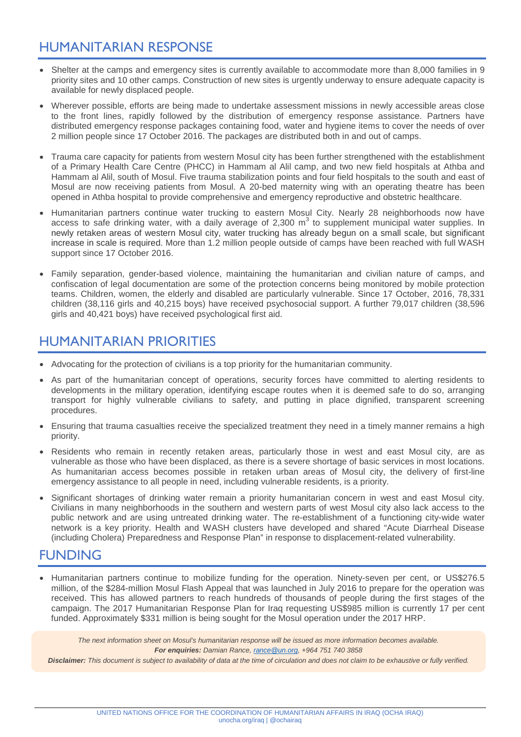## HUMANITARIAN RESPONSE

- Shelter at the camps and emergency sites is currently available to accommodate more than 8,000 families in 9 priority sites and 10 other camps. Construction of new sites is urgently underway to ensure adequate capacity is available for newly displaced people.
- Wherever possible, efforts are being made to undertake assessment missions in newly accessible areas close to the front lines, rapidly followed by the distribution of emergency response assistance. Partners have distributed emergency response packages containing food, water and hygiene items to cover the needs of over 2 million people since 17 October 2016. The packages are distributed both in and out of camps.
- Trauma care capacity for patients from western Mosul city has been further strengthened with the establishment of a Primary Health Care Centre (PHCC) in Hammam al Alil camp, and two new field hospitals at Athba and Hammam al Alil, south of Mosul. Five trauma stabilization points and four field hospitals to the south and east of Mosul are now receiving patients from Mosul. A 20-bed maternity wing with an operating theatre has been opened in Athba hospital to provide comprehensive and emergency reproductive and obstetric healthcare.
- Humanitarian partners continue water trucking to eastern Mosul City. Nearly 28 neighborhoods now have access to safe drinking water, with a daily average of 2,300 $m^3$ to supplement municipal water supplies. In newly retaken areas of western Mosul city, water trucking has already begun on a small scale, but significant increase in scale is required. More than 1.2 million people outside of camps have been reached with full WASH support since 17 October 2016.
- Family separation, gender-based violence, maintaining the humanitarian and civilian nature of camps, and confiscation of legal documentation are some of the protection concerns being monitored by mobile protection teams. Children, women, the elderly and disabled are particularly vulnerable. Since 17 October, 2016, 78,331 children (38,116 girls and 40,215 boys) have received psychosocial support. A further 79,017 children (38,596 girls and 40,421 boys) have received psychological first aid.

## HUMANITARIAN PRIORITIES

- Advocating for the protection of civilians is a top priority for the humanitarian community.
- As part of the humanitarian concept of operations, security forces have committed to alerting residents to developments in the military operation, identifying escape routes when it is deemed safe to do so, arranging transport for highly vulnerable civilians to safety, and putting in place dignified, transparent screening procedures.
- Ensuring that trauma casualties receive the specialized treatment they need in a timely manner remains a high priority.
- Residents who remain in recently retaken areas, particularly those in west and east Mosul city, are as vulnerable as those who have been displaced, as there is a severe shortage of basic services in most locations. As humanitarian access becomes possible in retaken urban areas of Mosul city, the delivery of first-line emergency assistance to all people in need, including vulnerable residents, is a priority.
- Significant shortages of drinking water remain a priority humanitarian concern in west and east Mosul city. Civilians in many neighborhoods in the southern and western parts of west Mosul city also lack access to the public network and are using untreated drinking water. The re-establishment of a functioning city-wide water network is a key priority. Health and WASH clusters have developed and shared "Acute Diarrheal Disease (including Cholera) Preparedness and Response Plan" in response to displacement-related vulnerability.

## FUNDING

- Humanitarian partners continue to mobilize funding for the operation. Ninety-seven per cent, or US$276.5 million, of the $284-million Mosul Flash Appeal that was launched in July 2016 to prepare for the operation was received. This has allowed partners to reach hundreds of thousands of people during the first stages of the campaign. The 2017 Humanitarian Response Plan for Iraq requesting US$985 million is currently 17 per cent funded. Approximately $331 million is being sought for the Mosul operation under the 2017 HRP.

*The next information sheet on Mosul's humanitarian response will be issued as more information becomes available.*
***For enquiries:*** *Damian Rance, rance@un.org, +964 751 740 3858*
***Disclaimer:*** *This document is subject to availability of data at the time of circulation and does not claim to be exhaustive or fully verified.*

UNITED NATIONS OFFICE FOR THE COORDINATION OF HUMANITARIAN AFFAIRS IN IRAQ (OCHA IRAQ)
unocha.org/iraq | @ochairaq